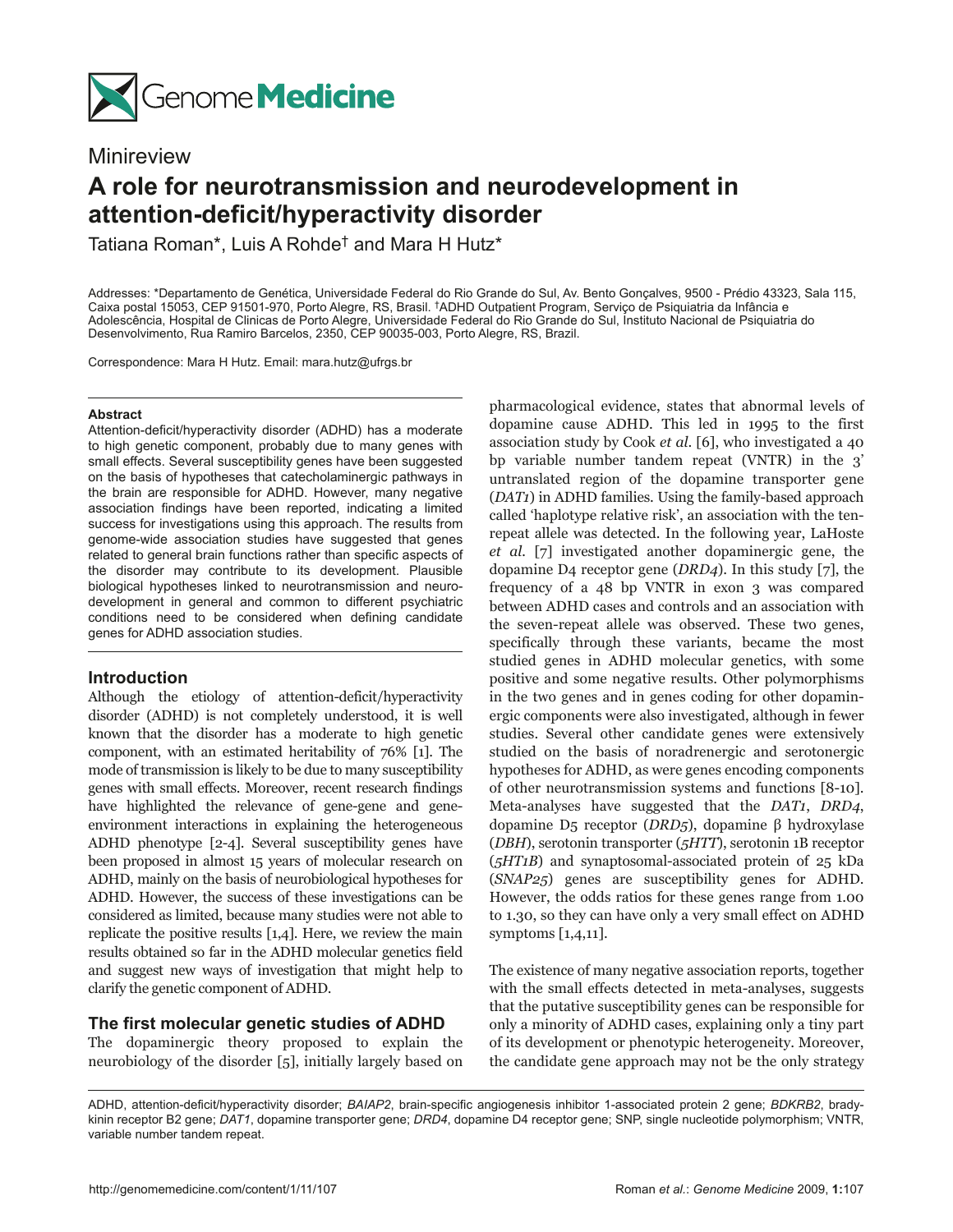Minireview

# A role for neurotransmission and neurodevelopment in attention-deficit/hyperactivity disorder

Tatiana Roman*, Luis A Rohde† and Mara H Hutz*

Addresses: *Departamento de Genética, Universidade Federal do Rio Grande do Sul, Av. Bento Gonçalves, 9500 - Prédio 43323, Sala 115, Caixa postal 15053, CEP 91501-970, Porto Alegre, RS, Brasil. †ADHD Outpatient Program, Serviço de Psiquiatria da Infância e Adolescência, Hospital de Clinicas de Porto Alegre, Universidade Federal do Rio Grande do Sul, Instituto Nacional de Psiquiatria do Desenvolvimento, Rua Ramiro Barcelos, 2350, CEP 90035-003, Porto Alegre, RS, Brazil.

Correspondence: Mara H Hutz. Email: mara.hutz@ufrgs.br

#### Abstract

Attention-deficit/hyperactivity disorder (ADHD) has a moderate to high genetic component, probably due to many genes with small effects. Several susceptibility genes have been suggested on the basis of hypotheses that catecholaminergic pathways in the brain are responsible for ADHD. However, many negative association findings have been reported, indicating a limited success for investigations using this approach. The results from genome-wide association studies have suggested that genes related to general brain functions rather than specific aspects of the disorder may contribute to its development. Plausible biological hypotheses linked to neurotransmission and neurodevelopment in general and common to different psychiatric conditions need to be considered when defining candidate genes for ADHD association studies.

## Introduction

Although the etiology of attention-deficit/hyperactivity disorder (ADHD) is not completely understood, it is well known that the disorder has a moderate to high genetic component, with an estimated heritability of 76% [1]. The mode of transmission is likely to be due to many susceptibility genes with small effects. Moreover, recent research findings have highlighted the relevance of gene-gene and gene-environment interactions in explaining the heterogeneous ADHD phenotype [2-4]. Several susceptibility genes have been proposed in almost 15 years of molecular research on ADHD, mainly on the basis of neurobiological hypotheses for ADHD. However, the success of these investigations can be considered as limited, because many studies were not able to replicate the positive results [1,4]. Here, we review the main results obtained so far in the ADHD molecular genetics field and suggest new ways of investigation that might help to clarify the genetic component of ADHD.

## The first molecular genetic studies of ADHD

The dopaminergic theory proposed to explain the neurobiology of the disorder [5], initially largely based on pharmacological evidence, states that abnormal levels of dopamine cause ADHD. This led in 1995 to the first association study by Cook *et al.* [6], who investigated a 40 bp variable number tandem repeat (VNTR) in the 3' untranslated region of the dopamine transporter gene (*DAT1*) in ADHD families. Using the family-based approach called 'haplotype relative risk', an association with the ten-repeat allele was detected. In the following year, LaHoste *et al.* [7] investigated another dopaminergic gene, the dopamine D4 receptor gene (*DRD4*). In this study [7], the frequency of a 48 bp VNTR in exon 3 was compared between ADHD cases and controls and an association with the seven-repeat allele was observed. These two genes, specifically through these variants, became the most studied genes in ADHD molecular genetics, with some positive and some negative results. Other polymorphisms in the two genes and in genes coding for other dopaminergic components were also investigated, although in fewer studies. Several other candidate genes were extensively studied on the basis of noradrenergic and serotonergic hypotheses for ADHD, as were genes encoding components of other neurotransmission systems and functions [8-10]. Meta-analyses have suggested that the *DAT1*, *DRD4*, dopamine D5 receptor (*DRD5*), dopamine β hydroxylase (*DBH*), serotonin transporter (*5HTT*), serotonin 1B receptor (*5HT1B*) and synaptosomal-associated protein of 25 kDa (*SNAP25*) genes are susceptibility genes for ADHD. However, the odds ratios for these genes range from 1.00 to 1.30, so they can have only a very small effect on ADHD symptoms [1,4,11].

The existence of many negative association reports, together with the small effects detected in meta-analyses, suggests that the putative susceptibility genes can be responsible for only a minority of ADHD cases, explaining only a tiny part of its development or phenotypic heterogeneity. Moreover, the candidate gene approach may not be the only strategy

ADHD, attention-deficit/hyperactivity disorder; *BAIAP2*, brain-specific angiogenesis inhibitor 1-associated protein 2 gene; *BDKRB2*, bradykinin receptor B2 gene; *DAT1*, dopamine transporter gene; *DRD4*, dopamine D4 receptor gene; SNP, single nucleotide polymorphism; VNTR, variable number tandem repeat.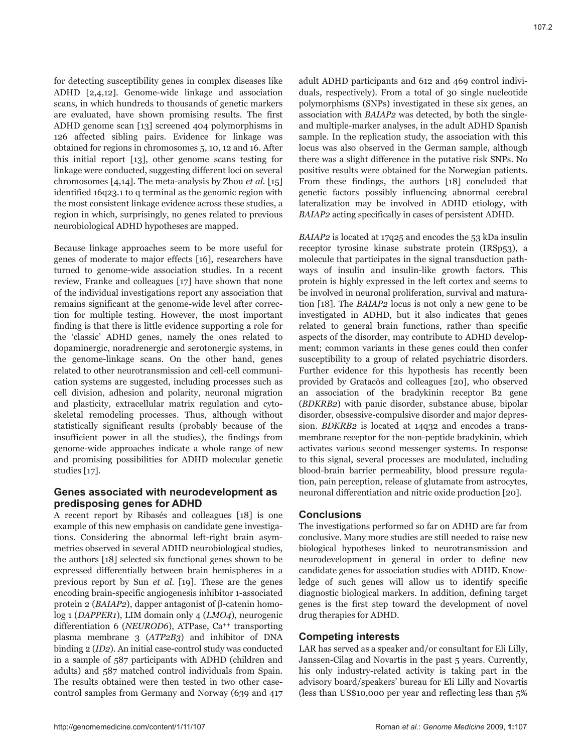for detecting susceptibility genes in complex diseases like ADHD [2,4,12]. Genome-wide linkage and association scans, in which hundreds to thousands of genetic markers are evaluated, have shown promising results. The first ADHD genome scan [13] screened 404 polymorphisms in 126 affected sibling pairs. Evidence for linkage was obtained for regions in chromosomes 5, 10, 12 and 16. After this initial report [13], other genome scans testing for linkage were conducted, suggesting different loci on several chromosomes [4,14]. The meta-analysis by Zhou *et al.* [15] identified 16q23.1 to q terminal as the genomic region with the most consistent linkage evidence across these studies, a region in which, surprisingly, no genes related to previous neurobiological ADHD hypotheses are mapped.

Because linkage approaches seem to be more useful for genes of moderate to major effects [16], researchers have turned to genome-wide association studies. In a recent review, Franke and colleagues [17] have shown that none of the individual investigations report any association that remains significant at the genome-wide level after correction for multiple testing. However, the most important finding is that there is little evidence supporting a role for the 'classic' ADHD genes, namely the ones related to dopaminergic, noradrenergic and serotonergic systems, in the genome-linkage scans. On the other hand, genes related to other neurotransmission and cell-cell communication systems are suggested, including processes such as cell division, adhesion and polarity, neuronal migration and plasticity, extracellular matrix regulation and cytoskeletal remodeling processes. Thus, although without statistically significant results (probably because of the insufficient power in all the studies), the findings from genome-wide approaches indicate a whole range of new and promising possibilities for ADHD molecular genetic studies [17].

## Genes associated with neurodevelopment as predisposing genes for ADHD

A recent report by Ribasés and colleagues [18] is one example of this new emphasis on candidate gene investigations. Considering the abnormal left-right brain asymmetries observed in several ADHD neurobiological studies, the authors [18] selected six functional genes shown to be expressed differentially between brain hemispheres in a previous report by Sun *et al.* [19]. These are the genes encoding brain-specific angiogenesis inhibitor 1-associated protein 2 (*BAIAP2*), dapper antagonist of β-catenin homolog 1 (*DAPPER1*), LIM domain only 4 (*LMO4*), neurogenic differentiation 6 (*NEUROD6*), ATPase, $Ca^{++}$ transporting plasma membrane 3 (*ATP2B3*) and inhibitor of DNA binding 2 (*ID2*). An initial case-control study was conducted in a sample of 587 participants with ADHD (children and adults) and 587 matched control individuals from Spain. The results obtained were then tested in two other case-control samples from Germany and Norway (639 and 417 adult ADHD participants and 612 and 469 control individuals, respectively). From a total of 30 single nucleotide polymorphisms (SNPs) investigated in these six genes, an association with *BAIAP2* was detected, by both the single- and multiple-marker analyses, in the adult ADHD Spanish sample. In the replication study, the association with this locus was also observed in the German sample, although there was a slight difference in the putative risk SNPs. No positive results were obtained for the Norwegian patients. From these findings, the authors [18] concluded that genetic factors possibly influencing abnormal cerebral lateralization may be involved in ADHD etiology, with *BAIAP2* acting specifically in cases of persistent ADHD.

*BAIAP2* is located at 17q25 and encodes the 53 kDa insulin receptor tyrosine kinase substrate protein (IRSp53), a molecule that participates in the signal transduction pathways of insulin and insulin-like growth factors. This protein is highly expressed in the left cortex and seems to be involved in neuronal proliferation, survival and maturation [18]. The *BAIAP2* locus is not only a new gene to be investigated in ADHD, but it also indicates that genes related to general brain functions, rather than specific aspects of the disorder, may contribute to ADHD development; common variants in these genes could then confer susceptibility to a group of related psychiatric disorders. Further evidence for this hypothesis has recently been provided by Gratacòs and colleagues [20], who observed an association of the bradykinin receptor B2 gene (*BDKRB2*) with panic disorder, substance abuse, bipolar disorder, obsessive-compulsive disorder and major depression. *BDKRB2* is located at 14q32 and encodes a transmembrane receptor for the non-peptide bradykinin, which activates various second messenger systems. In response to this signal, several processes are modulated, including blood-brain barrier permeability, blood pressure regulation, pain perception, release of glutamate from astrocytes, neuronal differentiation and nitric oxide production [20].

## Conclusions

The investigations performed so far on ADHD are far from conclusive. Many more studies are still needed to raise new biological hypotheses linked to neurotransmission and neurodevelopment in general in order to define new candidate genes for association studies with ADHD. Knowledge of such genes will allow us to identify specific diagnostic biological markers. In addition, defining target genes is the first step toward the development of novel drug therapies for ADHD.

## Competing interests

LAR has served as a speaker and/or consultant for Eli Lilly, Janssen-Cilag and Novartis in the past 5 years. Currently, his only industry-related activity is taking part in the advisory board/speakers' bureau for Eli Lilly and Novartis (less than US$10,000 per year and reflecting less than 5%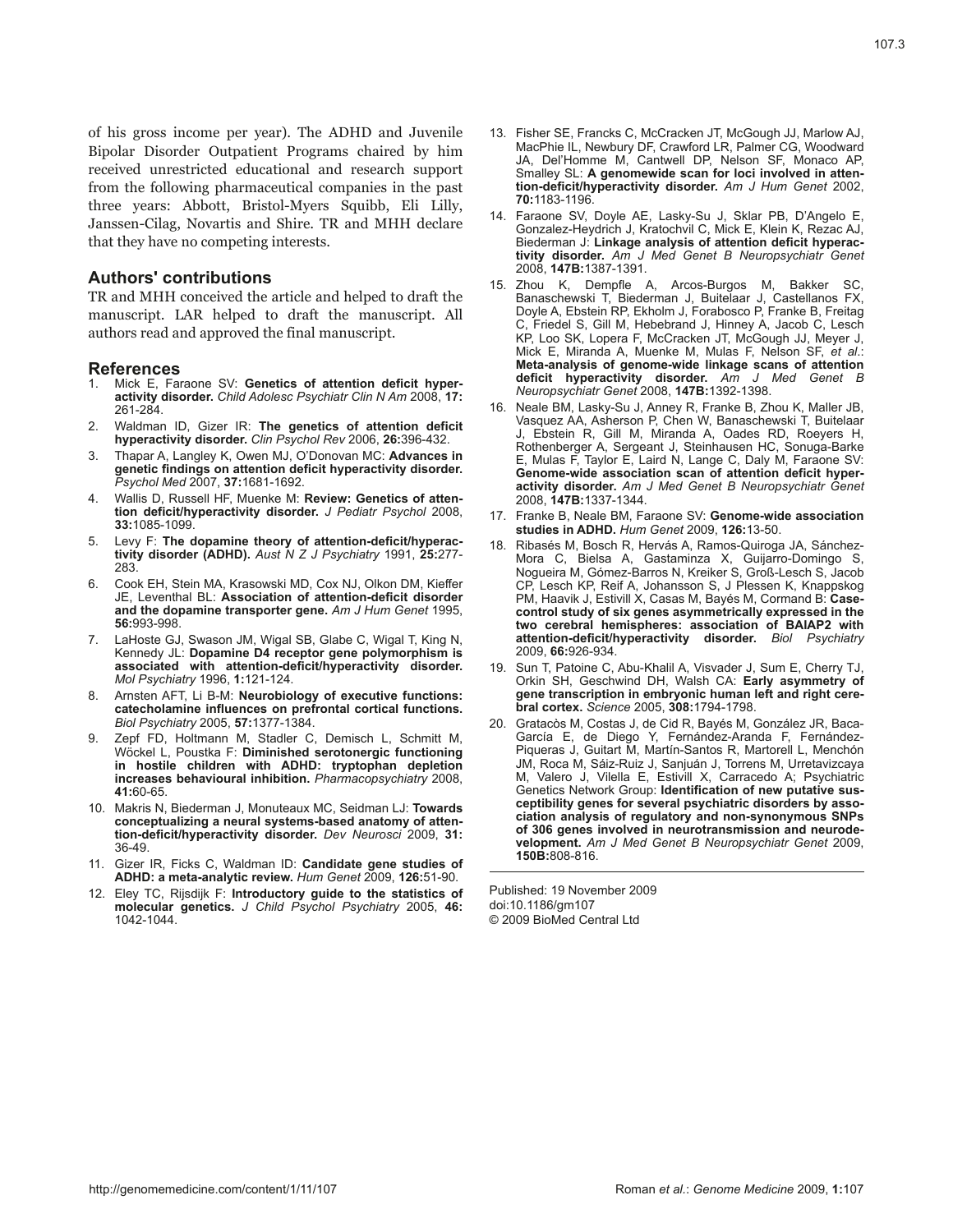of his gross income per year). The ADHD and Juvenile Bipolar Disorder Outpatient Programs chaired by him received unrestricted educational and research support from the following pharmaceutical companies in the past three years: Abbott, Bristol-Myers Squibb, Eli Lilly, Janssen-Cilag, Novartis and Shire. TR and MHH declare that they have no competing interests.

## Authors' contributions

TR and MHH conceived the article and helped to draft the manuscript. LAR helped to draft the manuscript. All authors read and approved the final manuscript.

## References

1. Mick E, Faraone SV: **Genetics of attention deficit hyperactivity disorder.** *Child Adolesc Psychiatr Clin N Am* 2008, **17:**261-284.
2. Waldman ID, Gizer IR: **The genetics of attention deficit hyperactivity disorder.** *Clin Psychol Rev* 2006, **26:**396-432.
3. Thapar A, Langley K, Owen MJ, O'Donovan MC: **Advances in genetic findings on attention deficit hyperactivity disorder.** *Psychol Med* 2007, **37:**1681-1692.
4. Wallis D, Russell HF, Muenke M: **Review: Genetics of attention deficit/hyperactivity disorder.** *J Pediatr Psychol* 2008, **33:**1085-1099.
5. Levy F: **The dopamine theory of attention-deficit/hyperactivity disorder (ADHD).** *Aust N Z J Psychiatry* 1991, **25:**277-283.
6. Cook EH, Stein MA, Krasowski MD, Cox NJ, Olkon DM, Kieffer JE, Leventhal BL: **Association of attention-deficit disorder and the dopamine transporter gene.** *Am J Hum Genet* 1995, **56:**993-998.
7. LaHoste GJ, Swason JM, Wigal SB, Glabe C, Wigal T, King N, Kennedy JL: **Dopamine D4 receptor gene polymorphism is associated with attention-deficit/hyperactivity disorder.** *Mol Psychiatry* 1996, **1:**121-124.
8. Arnsten AFT, Li B-M: **Neurobiology of executive functions: catecholamine influences on prefrontal cortical functions.** *Biol Psychiatry* 2005, **57:**1377-1384.
9. Zepf FD, Holtmann M, Stadler C, Demisch L, Schmitt M, Wöckel L, Poustka F: **Diminished serotonergic functioning in hostile children with ADHD: tryptophan depletion increases behavioural inhibition.** *Pharmacopsychiatry* 2008, **41:**60-65.
10. Makris N, Biederman J, Monuteaux MC, Seidman LJ: **Towards conceptualizing a neural systems-based anatomy of attention-deficit/hyperactivity disorder.** *Dev Neurosci* 2009, **31:**36-49.
11. Gizer IR, Ficks C, Waldman ID: **Candidate gene studies of ADHD: a meta-analytic review.** *Hum Genet* 2009, **126:**51-90.
12. Eley TC, Rijsdijk F: **Introductory guide to the statistics of molecular genetics.** *J Child Psychol Psychiatry* 2005, **46:**1042-1044.
13. Fisher SE, Francks C, McCracken JT, McGough JJ, Marlow AJ, MacPhie IL, Newbury DF, Crawford LR, Palmer CG, Woodward JA, Del'Homme M, Cantwell DP, Nelson SF, Monaco AP, Smalley SL: **A genomewide scan for loci involved in attention-deficit/hyperactivity disorder.** *Am J Hum Genet* 2002, **70:**1183-1196.
14. Faraone SV, Doyle AE, Lasky-Su J, Sklar PB, D'Angelo E, Gonzalez-Heydrich J, Kratochvil C, Mick E, Klein K, Rezac AJ, Biederman J: **Linkage analysis of attention deficit hyperactivity disorder.** *Am J Med Genet B Neuropsychiatr Genet* 2008, **147B:**1387-1391.
15. Zhou K, Dempfle A, Arcos-Burgos M, Bakker SC, Banaschewski T, Biederman J, Buitelaar J, Castellanos FX, Doyle A, Ebstein RP, Ekholm J, Forabosco P, Franke B, Freitag C, Friedel S, Gill M, Hebebrand J, Hinney A, Jacob C, Lesch KP, Loo SK, Lopera F, McCracken JT, McGough JJ, Meyer J, Mick E, Miranda A, Muenke M, Mulas F, Nelson SF, *et al*.: **Meta-analysis of genome-wide linkage scans of attention deficit hyperactivity disorder.** *Am J Med Genet B Neuropsychiatr Genet* 2008, **147B:**1392-1398.
16. Neale BM, Lasky-Su J, Anney R, Franke B, Zhou K, Maller JB, Vasquez AA, Asherson P, Chen W, Banaschewski T, Buitelaar J, Ebstein R, Gill M, Miranda A, Oades RD, Roeyers H, Rothenberger A, Sergeant J, Steinhausen HC, Sonuga-Barke E, Mulas F, Taylor E, Laird N, Lange C, Daly M, Faraone SV: **Genome-wide association scan of attention deficit hyperactivity disorder.** *Am J Med Genet B Neuropsychiatr Genet* 2008, **147B:**1337-1344.
17. Franke B, Neale BM, Faraone SV: **Genome-wide association studies in ADHD.** *Hum Genet* 2009, **126:**13-50.
18. Ribasés M, Bosch R, Hervás A, Ramos-Quiroga JA, Sánchez-Mora C, Bielsa A, Gastaminza X, Guijarro-Domingo S, Nogueira M, Gómez-Barros N, Kreiker S, Groß-Lesch S, Jacob CP, Lesch KP, Reif A, Johansson S, J Plessen K, Knappskog PM, Haavik J, Estivill X, Casas M, Bayés M, Cormand B: **Case-control study of six genes asymmetrically expressed in the two cerebral hemispheres: association of BAIAP2 with attention-deficit/hyperactivity disorder.** *Biol Psychiatry* 2009, **66:**926-934.
19. Sun T, Patoine C, Abu-Khalil A, Visvader J, Sum E, Cherry TJ, Orkin SH, Geschwind DH, Walsh CA: **Early asymmetry of gene transcription in embryonic human left and right cerebral cortex.** *Science* 2005, **308:**1794-1798.
20. Gratacòs M, Costas J, de Cid R, Bayés M, González JR, Baca-García E, de Diego Y, Fernández-Aranda F, Fernández-Piqueras J, Guitart M, Martín-Santos R, Martorell L, Menchón JM, Roca M, Sáiz-Ruiz J, Sanjuán J, Torrens M, Urretavizcaya M, Valero J, Vilella E, Estivill X, Carracedo A; Psychiatric Genetics Network Group: **Identification of new putative susceptibility genes for several psychiatric disorders by association analysis of regulatory and non-synonymous SNPs of 306 genes involved in neurotransmission and neurodevelopment.** *Am J Med Genet B Neuropsychiatr Genet* 2009, **150B:**808-816.

Published: 19 November 2009
doi:10.1186/gm107
© 2009 BioMed Central Ltd